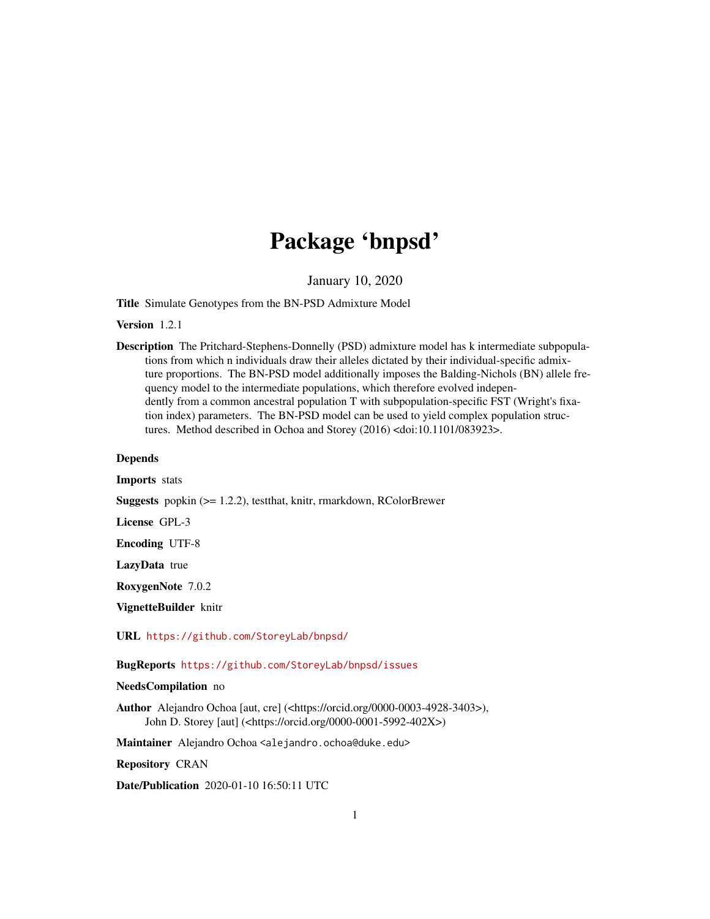# Package 'bnpsd'

January 10, 2020

**Title** Simulate Genotypes from the BN-PSD Admixture Model

**Version** 1.2.1

**Description** The Pritchard-Stephens-Donnelly (PSD) admixture model has k intermediate subpopulations from which n individuals draw their alleles dictated by their individual-specific admixture proportions. The BN-PSD model additionally imposes the Balding-Nichols (BN) allele frequency model to the intermediate populations, which therefore evolved independently from a common ancestral population T with subpopulation-specific FST (Wright's fixation index) parameters. The BN-PSD model can be used to yield complex population structures. Method described in Ochoa and Storey (2016) <doi:10.1101/083923>.

**Depends**

**Imports** stats

**Suggests** popkin (>= 1.2.2), testthat, knitr, rmarkdown, RColorBrewer

**License** GPL-3

**Encoding** UTF-8

**LazyData** true

**RoxygenNote** 7.0.2

**VignetteBuilder** knitr

**URL** https://github.com/StoreyLab/bnpsd/

**BugReports** https://github.com/StoreyLab/bnpsd/issues

**NeedsCompilation** no

**Author** Alejandro Ochoa [aut, cre] (<https://orcid.org/0000-0003-4928-3403>), John D. Storey [aut] (<https://orcid.org/0000-0001-5992-402X>)

**Maintainer** Alejandro Ochoa <alejandro.ochoa@duke.edu>

**Repository** CRAN

**Date/Publication** 2020-01-10 16:50:11 UTC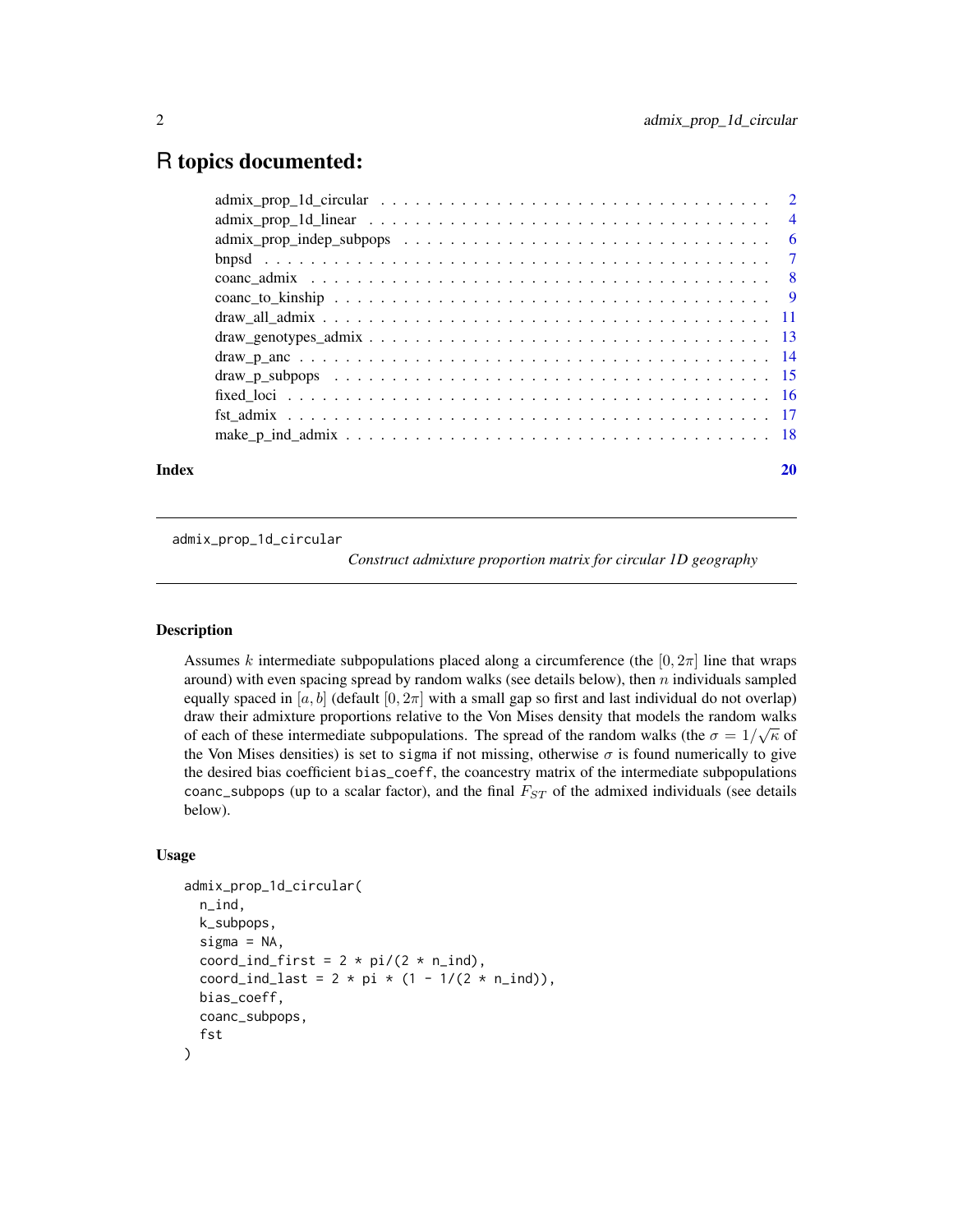# R topics documented:

- admix_prop_1d_circular . . . 2
- admix_prop_1d_linear . . . 4
- admix_prop_indep_subpops . . . 6
- bnpsd . . . 7
- coanc_admix . . . 8
- coanc_to_kinship . . . 9
- draw_all_admix . . . 11
- draw_genotypes_admix . . . 13
- draw_p_anc . . . 14
- draw_p_subpops . . . 15
- fixed_loci . . . 16
- fst_admix . . . 17
- make_p_ind_admix . . . 18

**Index** 20

---

## admix_prop_1d_circular

*Construct admixture proportion matrix for circular 1D geography*

### Description

Assumes $k$ intermediate subpopulations placed along a circumference (the $[0, 2\pi]$ line that wraps around) with even spacing spread by random walks (see details below), then $n$ individuals sampled equally spaced in $[a, b]$ (default $[0, 2\pi]$ with a small gap so first and last individual do not overlap) draw their admixture proportions relative to the Von Mises density that models the random walks of each of these intermediate subpopulations. The spread of the random walks (the $\sigma = 1/\sqrt{\kappa}$ of the Von Mises densities) is set to sigma if not missing, otherwise $\sigma$ is found numerically to give the desired bias coefficient bias_coeff, the coancestry matrix of the intermediate subpopulations coanc_subpops (up to a scalar factor), and the final $F_{ST}$ of the admixed individuals (see details below).

### Usage

```
admix_prop_1d_circular(
  n_ind,
  k_subpops,
  sigma = NA,
  coord_ind_first = 2 * pi/(2 * n_ind),
  coord_ind_last = 2 * pi * (1 - 1/(2 * n_ind)),
  bias_coeff,
  coanc_subpops,
  fst
)
```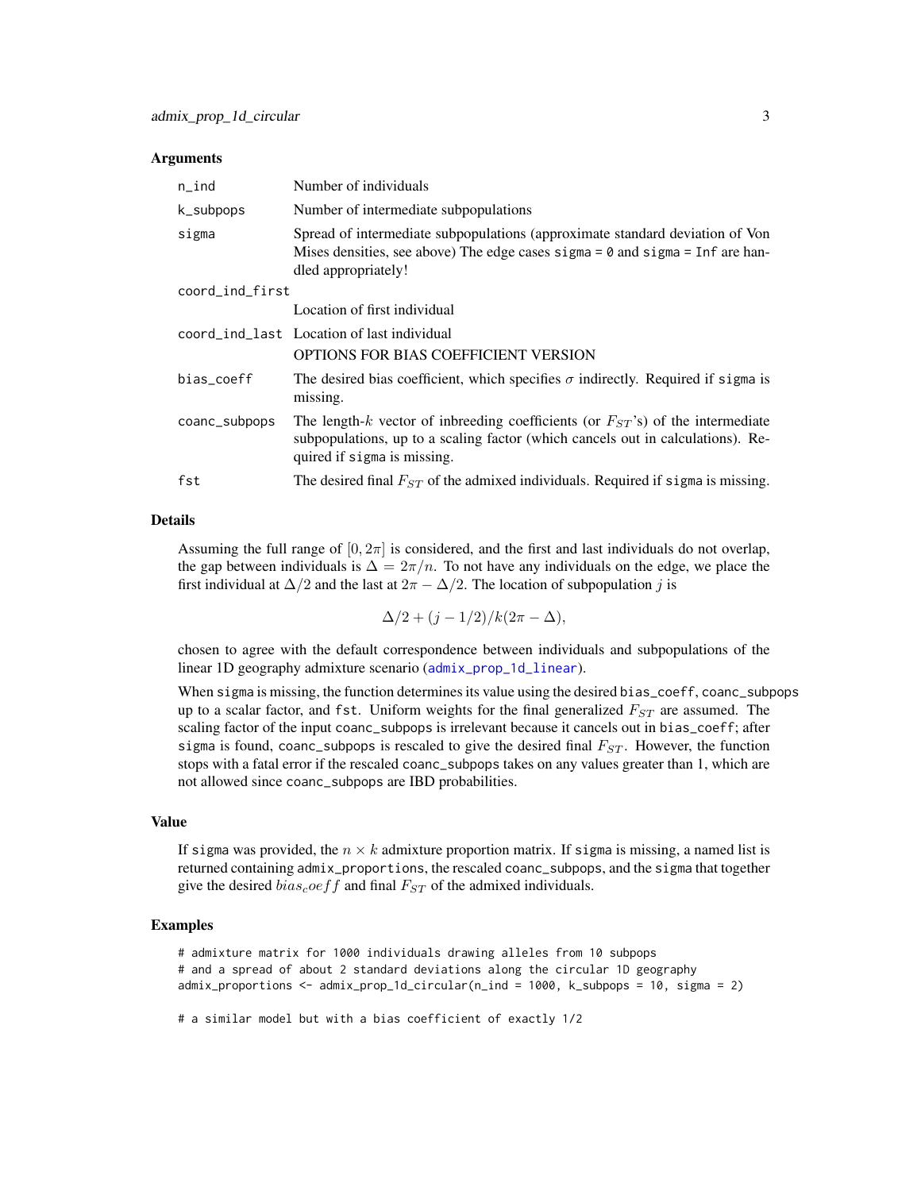### Arguments

| | |
|---|---|
| n_ind | Number of individuals |
| k_subpops | Number of intermediate subpopulations |
| sigma | Spread of intermediate subpopulations (approximate standard deviation of Von Mises densities, see above) The edge cases sigma = 0 and sigma = Inf are handled appropriately! |
| coord_ind_first | Location of first individual |
| coord_ind_last | Location of last individual<br>OPTIONS FOR BIAS COEFFICIENT VERSION |
| bias_coeff | The desired bias coefficient, which specifies $\sigma$ indirectly. Required if sigma is missing. |
| coanc_subpops | The length-$k$ vector of inbreeding coefficients (or $F_{ST}$'s) of the intermediate subpopulations, up to a scaling factor (which cancels out in calculations). Required if sigma is missing. |
| fst | The desired final $F_{ST}$ of the admixed individuals. Required if sigma is missing. |

### Details

Assuming the full range of $[0, 2\pi]$ is considered, and the first and last individuals do not overlap, the gap between individuals is $\Delta = 2\pi/n$. To not have any individuals on the edge, we place the first individual at $\Delta/2$ and the last at $2\pi - \Delta/2$. The location of subpopulation $j$ is

$$\Delta/2 + (j - 1/2)/k(2\pi - \Delta),$$

chosen to agree with the default correspondence between individuals and subpopulations of the linear 1D geography admixture scenario (admix_prop_1d_linear).

When sigma is missing, the function determines its value using the desired bias_coeff, coanc_subpops up to a scalar factor, and fst. Uniform weights for the final generalized $F_{ST}$ are assumed. The scaling factor of the input coanc_subpops is irrelevant because it cancels out in bias_coeff; after sigma is found, coanc_subpops is rescaled to give the desired final $F_{ST}$. However, the function stops with a fatal error if the rescaled coanc_subpops takes on any values greater than 1, which are not allowed since coanc_subpops are IBD probabilities.

### Value

If sigma was provided, the $n \times k$ admixture proportion matrix. If sigma is missing, a named list is returned containing admix_proportions, the rescaled coanc_subpops, and the sigma that together give the desired $bias_coeff$ and final $F_{ST}$ of the admixed individuals.

### Examples

```
# admixture matrix for 1000 individuals drawing alleles from 10 subpops
# and a spread of about 2 standard deviations along the circular 1D geography
admix_proportions <- admix_prop_1d_circular(n_ind = 1000, k_subpops = 10, sigma = 2)

# a similar model but with a bias coefficient of exactly 1/2
```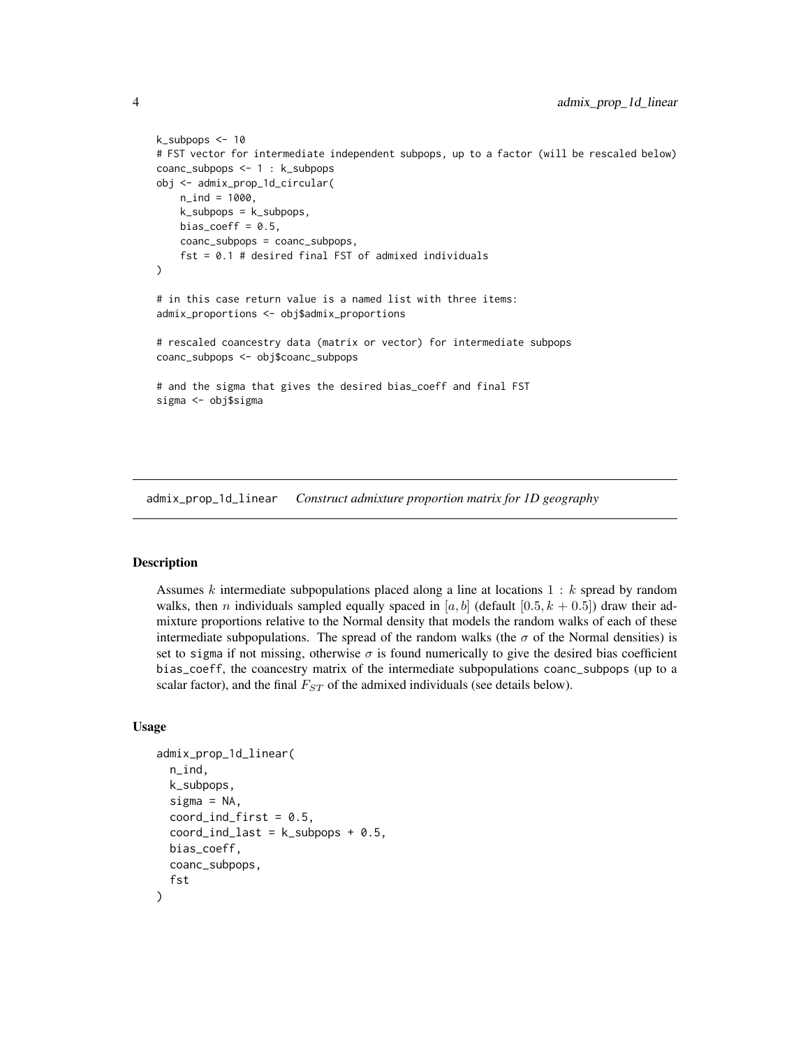```
k_subpops <- 10
# FST vector for intermediate independent subpops, up to a factor (will be rescaled below)
coanc_subpops <- 1 : k_subpops
obj <- admix_prop_1d_circular(
    n_ind = 1000,
    k_subpops = k_subpops,
    bias_coeff = 0.5,
    coanc_subpops = coanc_subpops,
    fst = 0.1 # desired final FST of admixed individuals
)

# in this case return value is a named list with three items:
admix_proportions <- obj$admix_proportions

# rescaled coancestry data (matrix or vector) for intermediate subpops
coanc_subpops <- obj$coanc_subpops

# and the sigma that gives the desired bias_coeff and final FST
sigma <- obj$sigma
```

## admix_prop_1d_linear *Construct admixture proportion matrix for 1D geography*

### Description

Assumes $k$ intermediate subpopulations placed along a line at locations $1 : k$ spread by random walks, then $n$ individuals sampled equally spaced in $[a, b]$ (default $[0.5, k + 0.5]$) draw their admixture proportions relative to the Normal density that models the random walks of each of these intermediate subpopulations. The spread of the random walks (the $\sigma$ of the Normal densities) is set to sigma if not missing, otherwise $\sigma$ is found numerically to give the desired bias coefficient bias_coeff, the coancestry matrix of the intermediate subpopulations coanc_subpops (up to a scalar factor), and the final $F_{ST}$ of the admixed individuals (see details below).

### Usage

```
admix_prop_1d_linear(
  n_ind,
  k_subpops,
  sigma = NA,
  coord_ind_first = 0.5,
  coord_ind_last = k_subpops + 0.5,
  bias_coeff,
  coanc_subpops,
  fst
)
```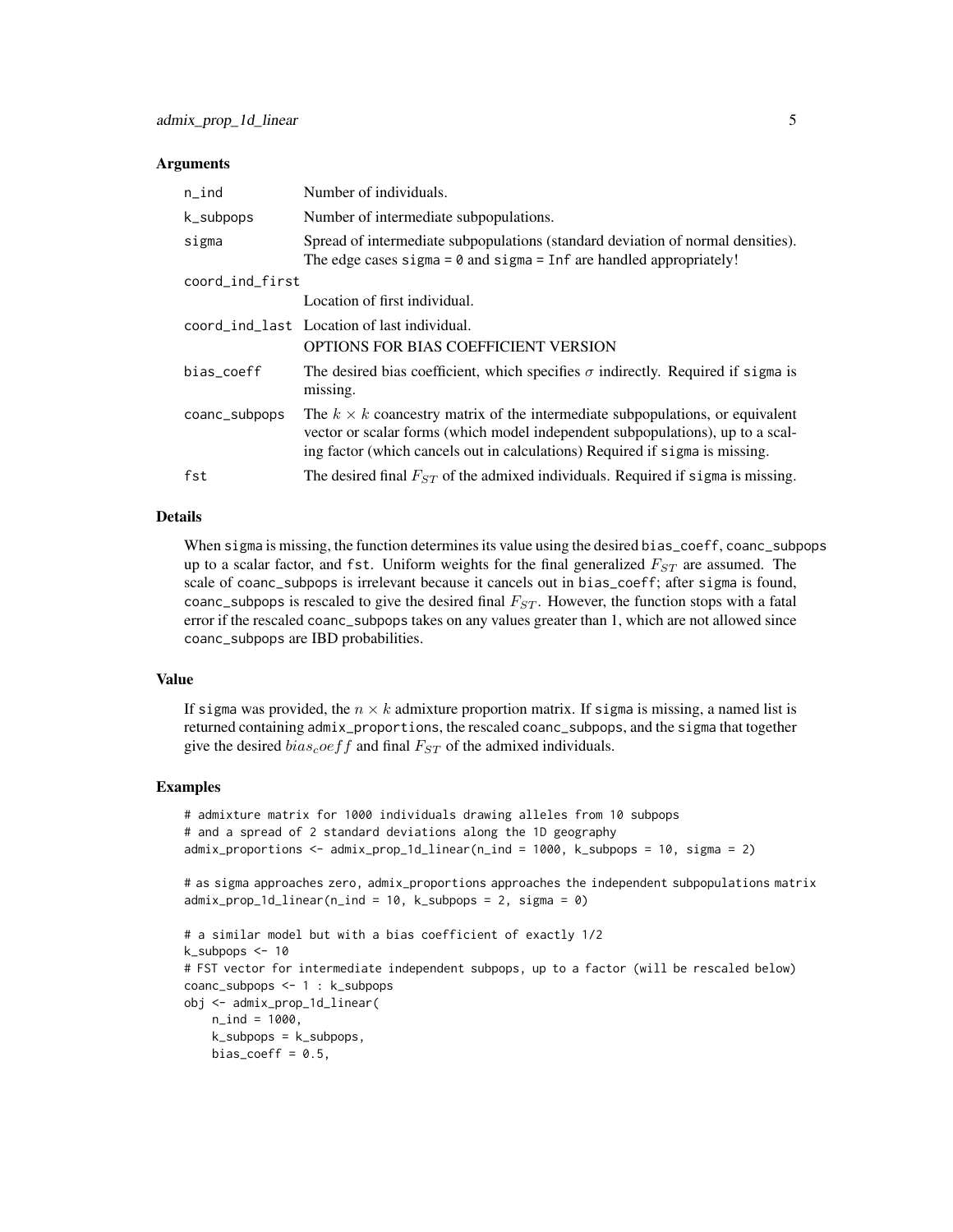### Arguments

| | |
|---|---|
| n_ind | Number of individuals. |
| k_subpops | Number of intermediate subpopulations. |
| sigma | Spread of intermediate subpopulations (standard deviation of normal densities). The edge cases sigma = 0 and sigma = Inf are handled appropriately! |
| coord_ind_first | Location of first individual. |
| coord_ind_last | Location of last individual. OPTIONS FOR BIAS COEFFICIENT VERSION |
| bias_coeff | The desired bias coefficient, which specifies $\sigma$ indirectly. Required if sigma is missing. |
| coanc_subpops | The $k \times k$ coancestry matrix of the intermediate subpopulations, or equivalent vector or scalar forms (which model independent subpopulations), up to a scaling factor (which cancels out in calculations) Required if sigma is missing. |
| fst | The desired final $F_{ST}$ of the admixed individuals. Required if sigma is missing. |

### Details

When sigma is missing, the function determines its value using the desired bias_coeff, coanc_subpops up to a scalar factor, and fst. Uniform weights for the final generalized $F_{ST}$ are assumed. The scale of coanc_subpops is irrelevant because it cancels out in bias_coeff; after sigma is found, coanc_subpops is rescaled to give the desired final $F_{ST}$. However, the function stops with a fatal error if the rescaled coanc_subpops takes on any values greater than 1, which are not allowed since coanc_subpops are IBD probabilities.

### Value

If sigma was provided, the $n \times k$ admixture proportion matrix. If sigma is missing, a named list is returned containing admix_proportions, the rescaled coanc_subpops, and the sigma that together give the desired $bias_coeff$ and final $F_{ST}$ of the admixed individuals.

### Examples

```
# admixture matrix for 1000 individuals drawing alleles from 10 subpops
# and a spread of 2 standard deviations along the 1D geography
admix_proportions <- admix_prop_1d_linear(n_ind = 1000, k_subpops = 10, sigma = 2)

# as sigma approaches zero, admix_proportions approaches the independent subpopulations matrix
admix_prop_1d_linear(n_ind = 10, k_subpops = 2, sigma = 0)

# a similar model but with a bias coefficient of exactly 1/2
k_subpops <- 10
# FST vector for intermediate independent subpops, up to a factor (will be rescaled below)
coanc_subpops <- 1 : k_subpops
obj <- admix_prop_1d_linear(
    n_ind = 1000,
    k_subpops = k_subpops,
    bias_coeff = 0.5,
```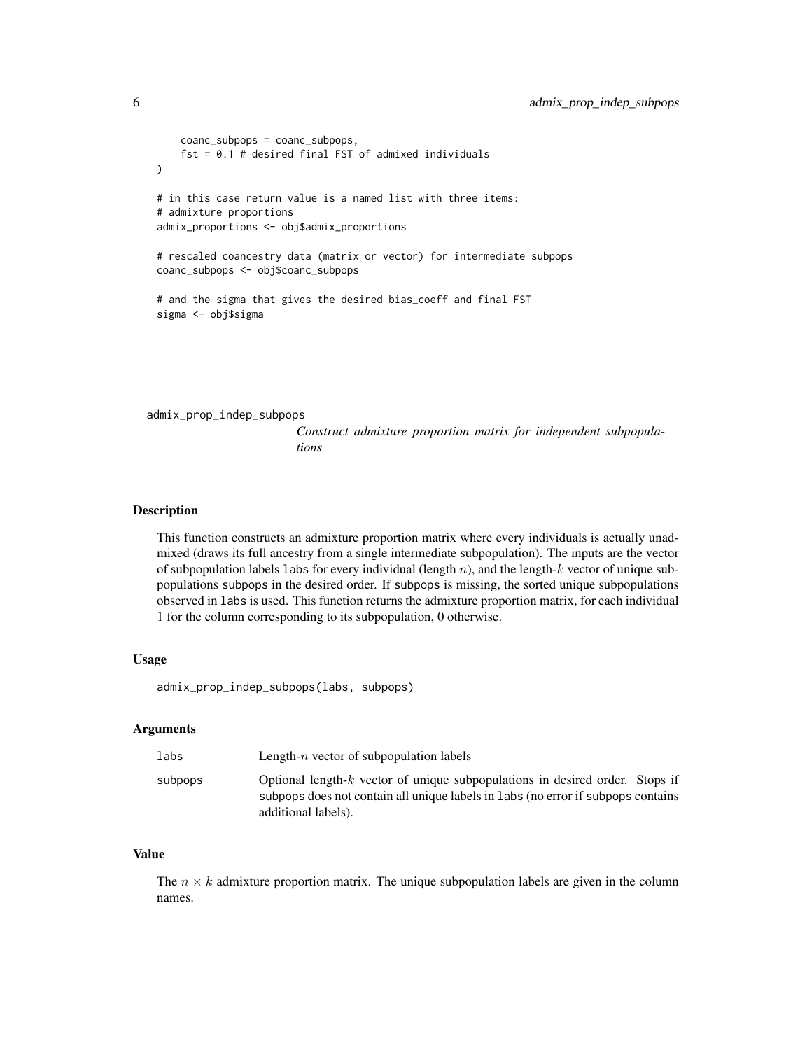```
    coanc_subpops = coanc_subpops,
    fst = 0.1 # desired final FST of admixed individuals
)

# in this case return value is a named list with three items:
# admixture proportions
admix_proportions <- obj$admix_proportions

# rescaled coancestry data (matrix or vector) for intermediate subpops
coanc_subpops <- obj$coanc_subpops

# and the sigma that gives the desired bias_coeff and final FST
sigma <- obj$sigma
```

---

## admix_prop_indep_subpops

*Construct admixture proportion matrix for independent subpopulations*

---

### Description

This function constructs an admixture proportion matrix where every individuals is actually unadmixed (draws its full ancestry from a single intermediate subpopulation). The inputs are the vector of subpopulation labels `labs` for every individual (length $n$), and the length-$k$ vector of unique subpopulations `subpops` in the desired order. If `subpops` is missing, the sorted unique subpopulations observed in `labs` is used. This function returns the admixture proportion matrix, for each individual 1 for the column corresponding to its subpopulation, 0 otherwise.

### Usage

```
admix_prop_indep_subpops(labs, subpops)
```

### Arguments

| | |
|---|---|
| `labs` | Length-$n$ vector of subpopulation labels |
| `subpops` | Optional length-$k$ vector of unique subpopulations in desired order. Stops if `subpops` does not contain all unique labels in `labs` (no error if `subpops` contains additional labels). |

### Value

The $n \times k$ admixture proportion matrix. The unique subpopulation labels are given in the column names.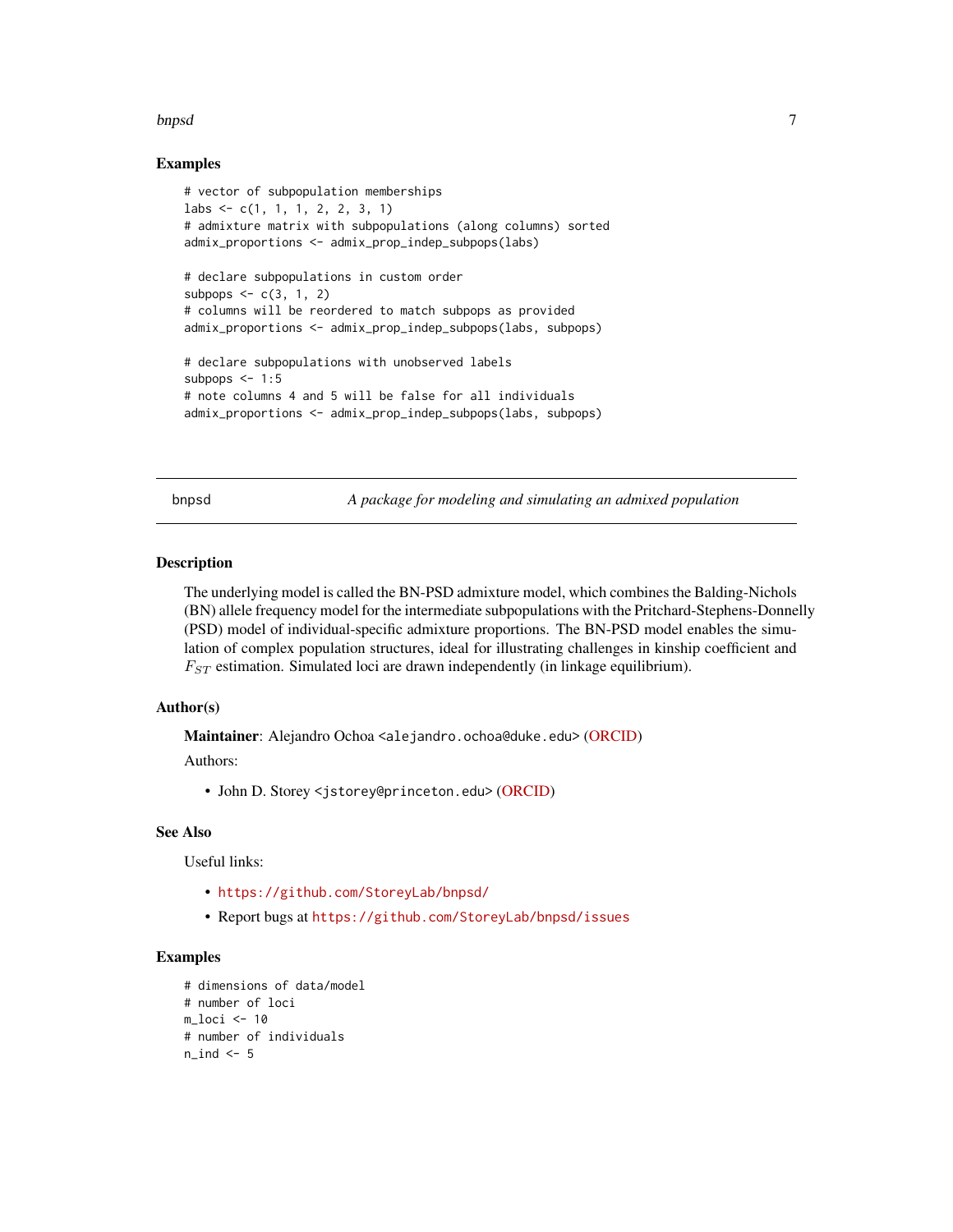## Examples

```
# vector of subpopulation memberships
labs <- c(1, 1, 1, 2, 2, 3, 1)
# admixture matrix with subpopulations (along columns) sorted
admix_proportions <- admix_prop_indep_subpops(labs)

# declare subpopulations in custom order
subpops <- c(3, 1, 2)
# columns will be reordered to match subpops as provided
admix_proportions <- admix_prop_indep_subpops(labs, subpops)

# declare subpopulations with unobserved labels
subpops <- 1:5
# note columns 4 and 5 will be false for all individuals
admix_proportions <- admix_prop_indep_subpops(labs, subpops)
```

---

# bnpsd — *A package for modeling and simulating an admixed population*

---

## Description

The underlying model is called the BN-PSD admixture model, which combines the Balding-Nichols (BN) allele frequency model for the intermediate subpopulations with the Pritchard-Stephens-Donnelly (PSD) model of individual-specific admixture proportions. The BN-PSD model enables the simulation of complex population structures, ideal for illustrating challenges in kinship coefficient and $F_{ST}$ estimation. Simulated loci are drawn independently (in linkage equilibrium).

## Author(s)

**Maintainer**: Alejandro Ochoa <alejandro.ochoa@duke.edu> (ORCID)

Authors:

- John D. Storey <jstorey@princeton.edu> (ORCID)

## See Also

Useful links:

- https://github.com/StoreyLab/bnpsd/
- Report bugs at https://github.com/StoreyLab/bnpsd/issues

## Examples

```
# dimensions of data/model
# number of loci
m_loci <- 10
# number of individuals
n_ind <- 5
```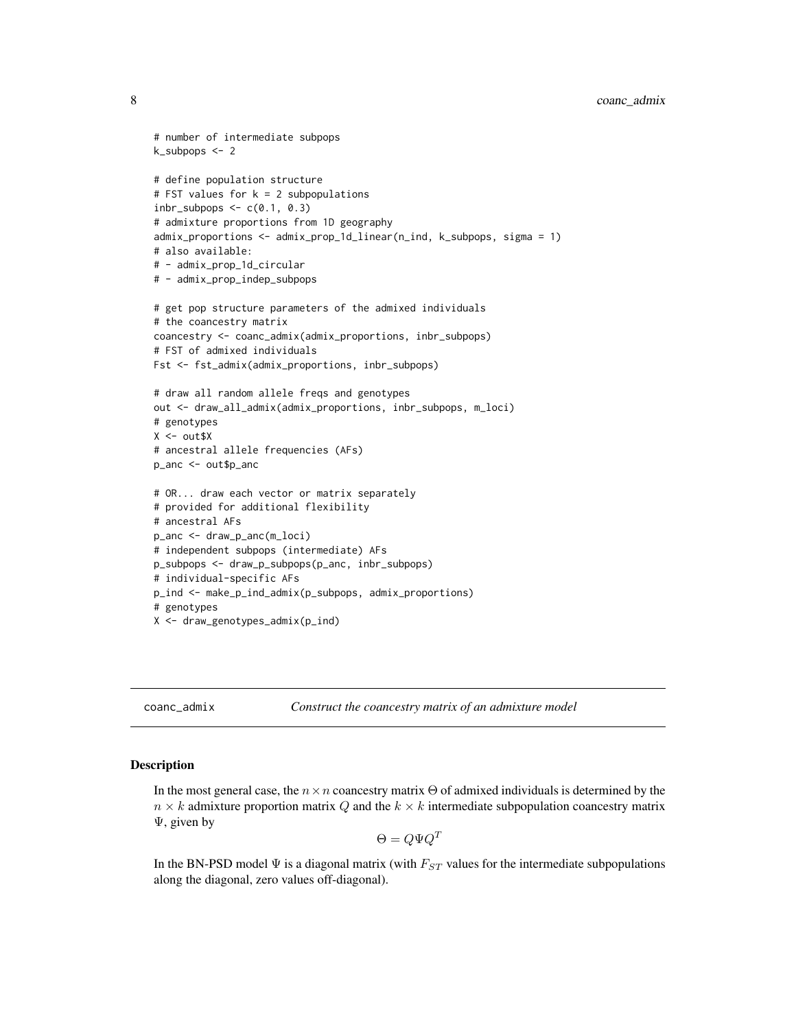```
# number of intermediate subpops
k_subpops <- 2

# define population structure
# FST values for k = 2 subpopulations
inbr_subpops <- c(0.1, 0.3)
# admixture proportions from 1D geography
admix_proportions <- admix_prop_1d_linear(n_ind, k_subpops, sigma = 1)
# also available:
# - admix_prop_1d_circular
# - admix_prop_indep_subpops

# get pop structure parameters of the admixed individuals
# the coancestry matrix
coancestry <- coanc_admix(admix_proportions, inbr_subpops)
# FST of admixed individuals
Fst <- fst_admix(admix_proportions, inbr_subpops)

# draw all random allele freqs and genotypes
out <- draw_all_admix(admix_proportions, inbr_subpops, m_loci)
# genotypes
X <- out$X
# ancestral allele frequencies (AFs)
p_anc <- out$p_anc

# OR... draw each vector or matrix separately
# provided for additional flexibility
# ancestral AFs
p_anc <- draw_p_anc(m_loci)
# independent subpops (intermediate) AFs
p_subpops <- draw_p_subpops(p_anc, inbr_subpops)
# individual-specific AFs
p_ind <- make_p_ind_admix(p_subpops, admix_proportions)
# genotypes
X <- draw_genotypes_admix(p_ind)
```

## coanc_admix — *Construct the coancestry matrix of an admixture model*

### Description

In the most general case, the $n \times n$ coancestry matrix $\Theta$ of admixed individuals is determined by the $n \times k$ admixture proportion matrix $Q$ and the $k \times k$ intermediate subpopulation coancestry matrix $\Psi$, given by

$$\Theta = Q \Psi Q^T$$

In the BN-PSD model $\Psi$ is a diagonal matrix (with $F_{ST}$ values for the intermediate subpopulations along the diagonal, zero values off-diagonal).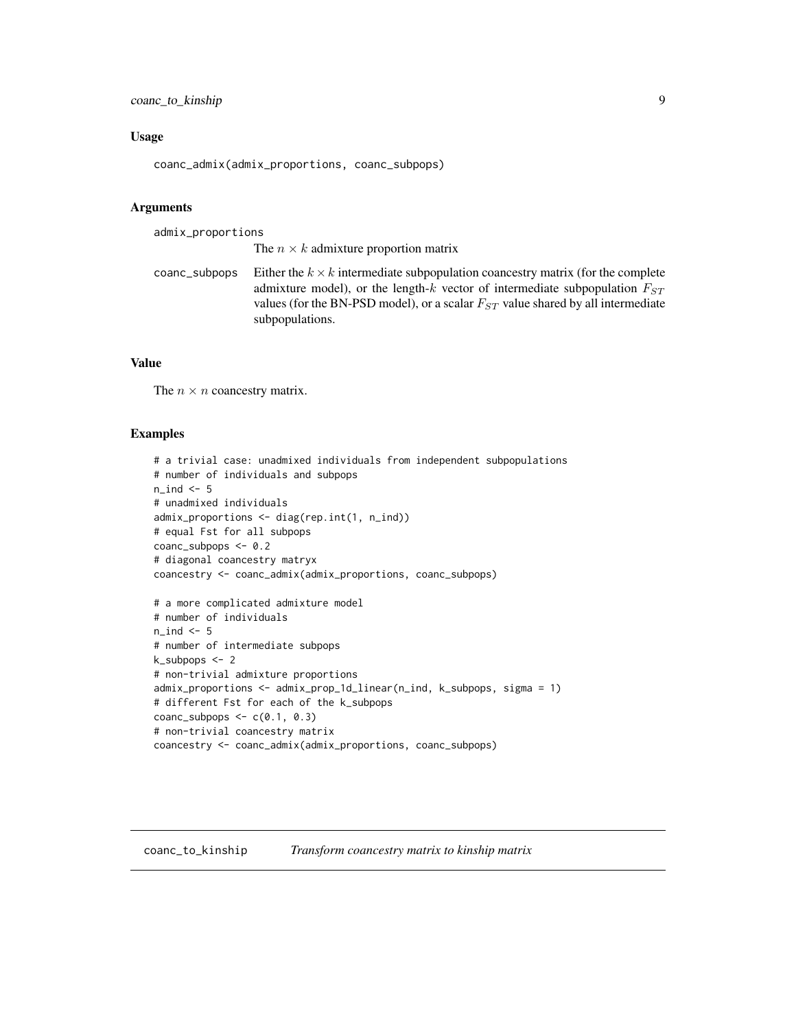### Usage

```
coanc_admix(admix_proportions, coanc_subpops)
```

### Arguments

| | |
|---|---|
| admix_proportions | The $n \times k$ admixture proportion matrix |
| coanc_subpops | Either the $k \times k$ intermediate subpopulation coancestry matrix (for the complete admixture model), or the length-$k$ vector of intermediate subpopulation $F_{ST}$ values (for the BN-PSD model), or a scalar $F_{ST}$ value shared by all intermediate subpopulations. |

### Value

The $n \times n$ coancestry matrix.

### Examples

```
# a trivial case: unadmixed individuals from independent subpopulations
# number of individuals and subpops
n_ind <- 5
# unadmixed individuals
admix_proportions <- diag(rep.int(1, n_ind))
# equal Fst for all subpops
coanc_subpops <- 0.2
# diagonal coancestry matryx
coancestry <- coanc_admix(admix_proportions, coanc_subpops)

# a more complicated admixture model
# number of individuals
n_ind <- 5
# number of intermediate subpops
k_subpops <- 2
# non-trivial admixture proportions
admix_proportions <- admix_prop_1d_linear(n_ind, k_subpops, sigma = 1)
# different Fst for each of the k_subpops
coanc_subpops <- c(0.1, 0.3)
# non-trivial coancestry matrix
coancestry <- coanc_admix(admix_proportions, coanc_subpops)
```

---

## coanc_to_kinship *Transform coancestry matrix to kinship matrix*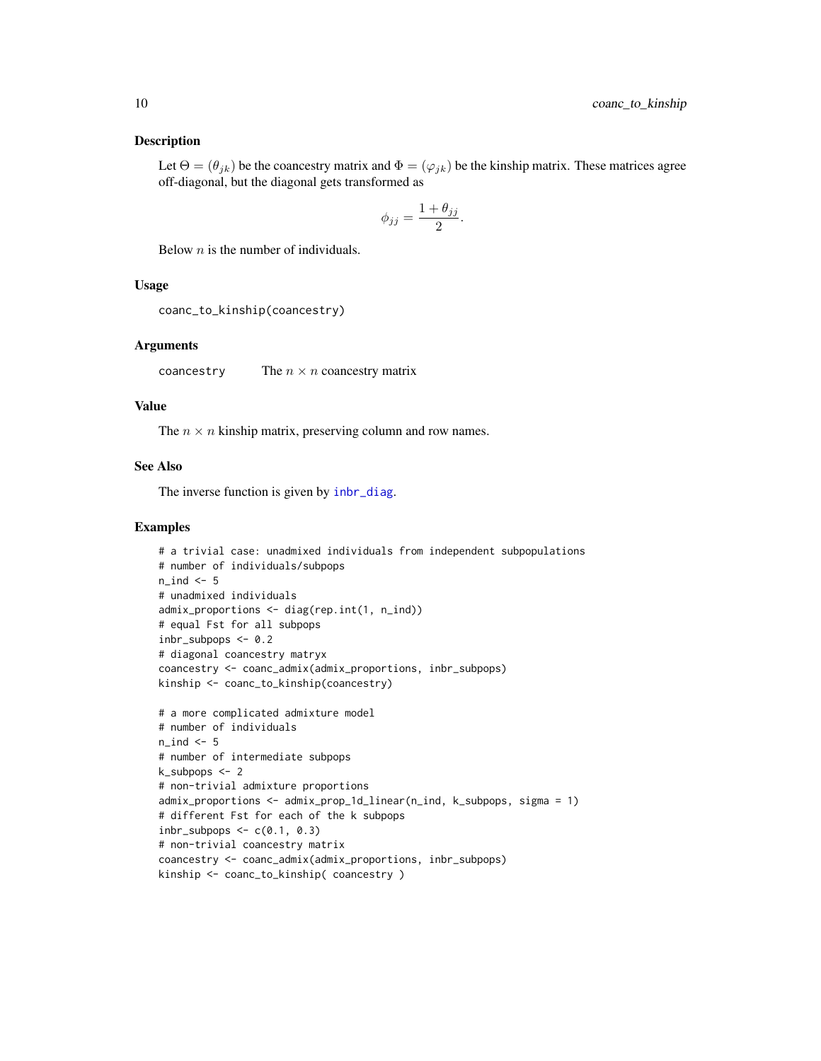## Description

Let $\Theta = (\theta_{jk})$ be the coancestry matrix and $\Phi = (\varphi_{jk})$ be the kinship matrix. These matrices agree off-diagonal, but the diagonal gets transformed as

$$\phi_{jj} = \frac{1 + \theta_{jj}}{2}.$$

Below $n$ is the number of individuals.

## Usage

```
coanc_to_kinship(coancestry)
```

## Arguments

coancestry — The $n \times n$ coancestry matrix

## Value

The $n \times n$ kinship matrix, preserving column and row names.

## See Also

The inverse function is given by inbr_diag.

## Examples

```
# a trivial case: unadmixed individuals from independent subpopulations
# number of individuals/subpops
n_ind <- 5
# unadmixed individuals
admix_proportions <- diag(rep.int(1, n_ind))
# equal Fst for all subpops
inbr_subpops <- 0.2
# diagonal coancestry matryx
coancestry <- coanc_admix(admix_proportions, inbr_subpops)
kinship <- coanc_to_kinship(coancestry)

# a more complicated admixture model
# number of individuals
n_ind <- 5
# number of intermediate subpops
k_subpops <- 2
# non-trivial admixture proportions
admix_proportions <- admix_prop_1d_linear(n_ind, k_subpops, sigma = 1)
# different Fst for each of the k subpops
inbr_subpops <- c(0.1, 0.3)
# non-trivial coancestry matrix
coancestry <- coanc_admix(admix_proportions, inbr_subpops)
kinship <- coanc_to_kinship( coancestry )
```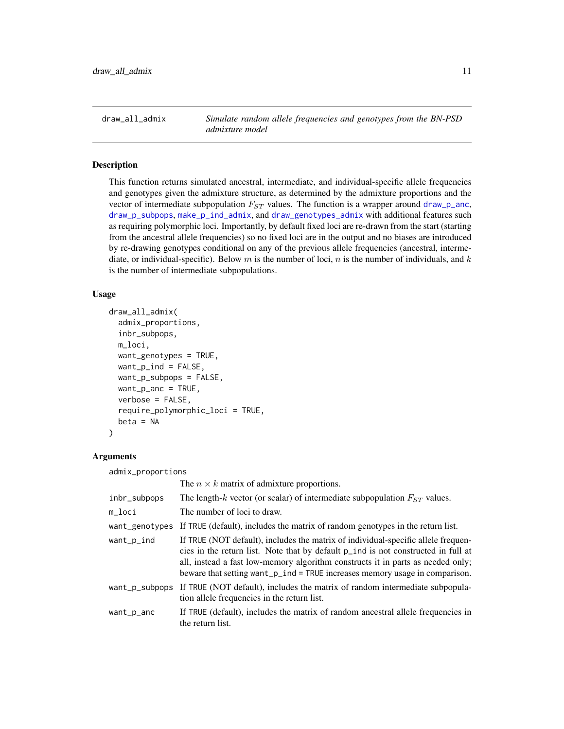`draw_all_admix` — *Simulate random allele frequencies and genotypes from the BN-PSD admixture model*

## Description

This function returns simulated ancestral, intermediate, and individual-specific allele frequencies and genotypes given the admixture structure, as determined by the admixture proportions and the vector of intermediate subpopulation $F_{ST}$ values. The function is a wrapper around draw_p_anc, draw_p_subpops, make_p_ind_admix, and draw_genotypes_admix with additional features such as requiring polymorphic loci. Importantly, by default fixed loci are re-drawn from the start (starting from the ancestral allele frequencies) so no fixed loci are in the output and no biases are introduced by re-drawing genotypes conditional on any of the previous allele frequencies (ancestral, intermediate, or individual-specific). Below $m$ is the number of loci, $n$ is the number of individuals, and $k$ is the number of intermediate subpopulations.

## Usage

```
draw_all_admix(
  admix_proportions,
  inbr_subpops,
  m_loci,
  want_genotypes = TRUE,
  want_p_ind = FALSE,
  want_p_subpops = FALSE,
  want_p_anc = TRUE,
  verbose = FALSE,
  require_polymorphic_loci = TRUE,
  beta = NA
)
```

## Arguments

| Argument | Description |
|---|---|
| admix_proportions | The $n \times k$ matrix of admixture proportions. |
| inbr_subpops | The length-$k$ vector (or scalar) of intermediate subpopulation $F_{ST}$ values. |
| m_loci | The number of loci to draw. |
| want_genotypes | If TRUE (default), includes the matrix of random genotypes in the return list. |
| want_p_ind | If TRUE (NOT default), includes the matrix of individual-specific allele frequencies in the return list. Note that by default p_ind is not constructed in full at all, instead a fast low-memory algorithm constructs it in parts as needed only; beware that setting want_p_ind = TRUE increases memory usage in comparison. |
| want_p_subpops | If TRUE (NOT default), includes the matrix of random intermediate subpopulation allele frequencies in the return list. |
| want_p_anc | If TRUE (default), includes the matrix of random ancestral allele frequencies in the return list. |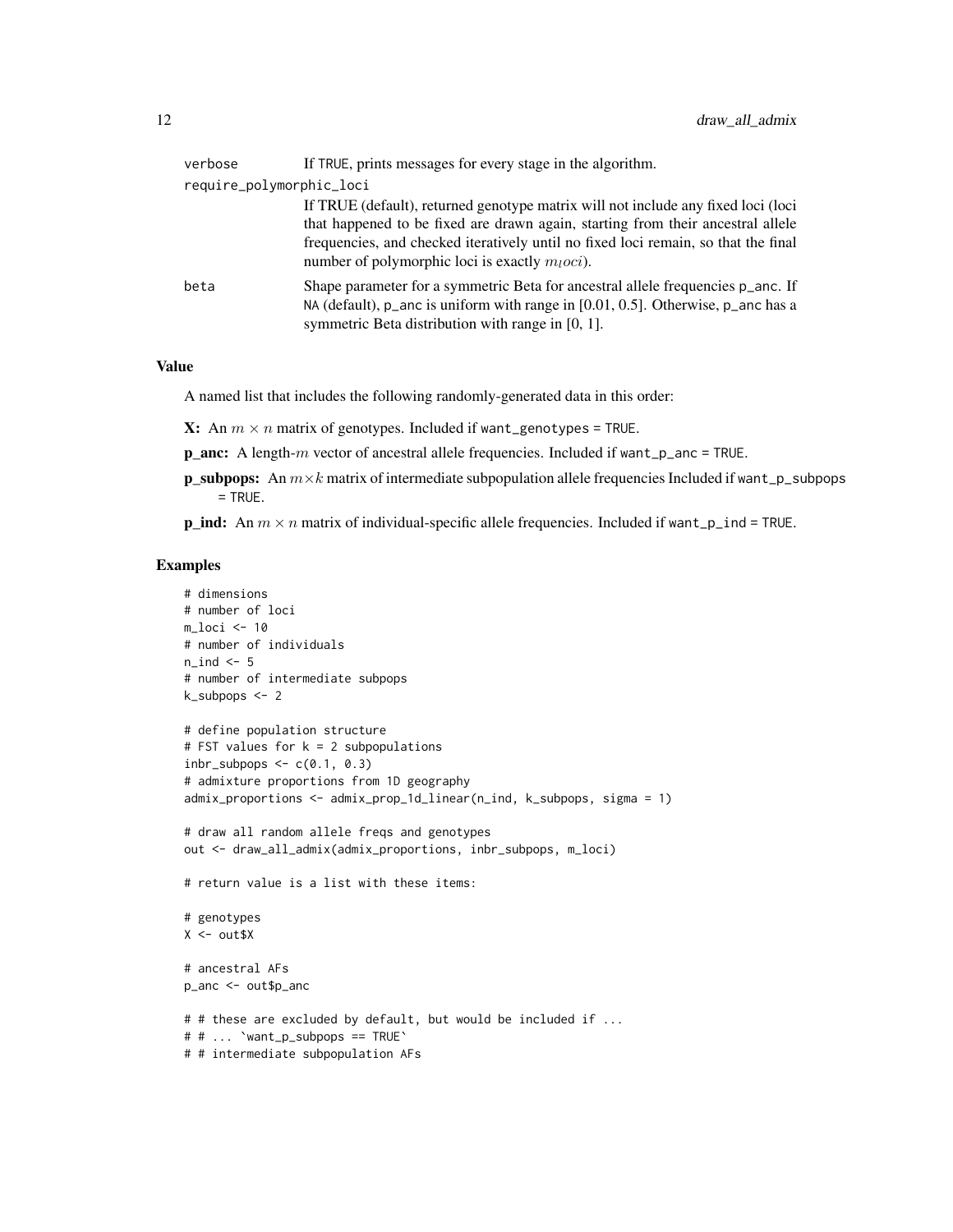verbose
: If TRUE, prints messages for every stage in the algorithm.

require_polymorphic_loci
: If TRUE (default), returned genotype matrix will not include any fixed loci (loci that happened to be fixed are drawn again, starting from their ancestral allele frequencies, and checked iteratively until no fixed loci remain, so that the final number of polymorphic loci is exactly $m_loci$).

beta
: Shape parameter for a symmetric Beta for ancestral allele frequencies p_anc. If NA (default), p_anc is uniform with range in [0.01, 0.5]. Otherwise, p_anc has a symmetric Beta distribution with range in [0, 1].

### Value

A named list that includes the following randomly-generated data in this order:

**X:** An $m \times n$ matrix of genotypes. Included if want_genotypes = TRUE.

**p_anc:** A length-$m$ vector of ancestral allele frequencies. Included if want_p_anc = TRUE.

**p_subpops:** An $m \times k$ matrix of intermediate subpopulation allele frequencies Included if want_p_subpops = TRUE.

**p_ind:** An $m \times n$ matrix of individual-specific allele frequencies. Included if want_p_ind = TRUE.

### Examples

```
# dimensions
# number of loci
m_loci <- 10
# number of individuals
n_ind <- 5
# number of intermediate subpops
k_subpops <- 2

# define population structure
# FST values for k = 2 subpopulations
inbr_subpops <- c(0.1, 0.3)
# admixture proportions from 1D geography
admix_proportions <- admix_prop_1d_linear(n_ind, k_subpops, sigma = 1)

# draw all random allele freqs and genotypes
out <- draw_all_admix(admix_proportions, inbr_subpops, m_loci)

# return value is a list with these items:

# genotypes
X <- out$X

# ancestral AFs
p_anc <- out$p_anc

# # these are excluded by default, but would be included if ...
# # ... `want_p_subpops == TRUE`
# # intermediate subpopulation AFs
```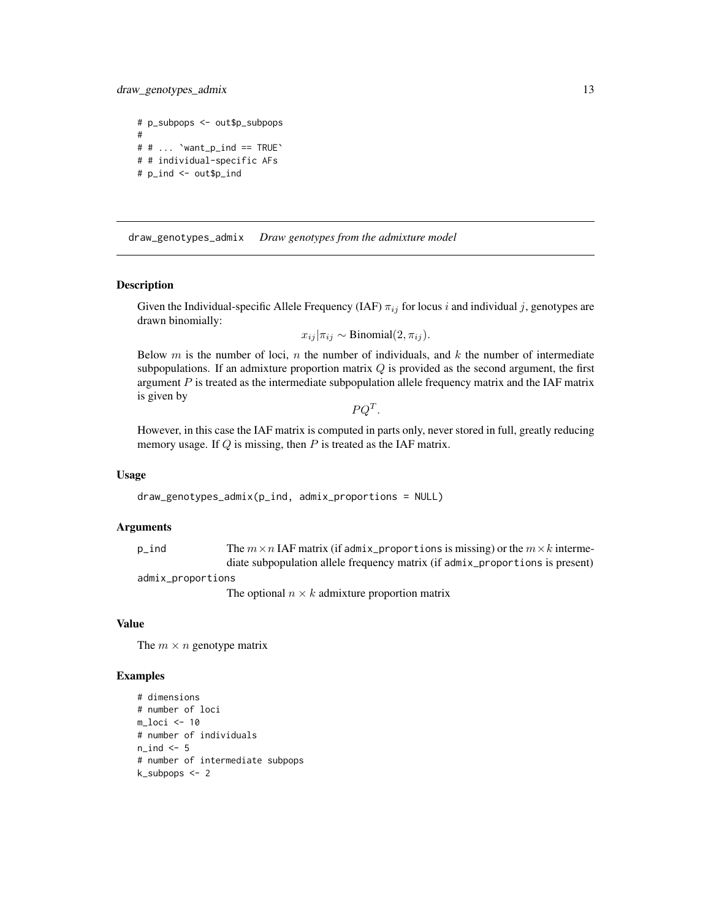```
# p_subpops <- out$p_subpops
#
# # ... `want_p_ind == TRUE`
# # individual-specific AFs
# p_ind <- out$p_ind
```

## draw_genotypes_admix *Draw genotypes from the admixture model*

### Description

Given the Individual-specific Allele Frequency (IAF) $\pi_{ij}$ for locus $i$ and individual $j$, genotypes are drawn binomially:

$$x_{ij}|\pi_{ij} \sim \text{Binomial}(2, \pi_{ij}).$$

Below $m$ is the number of loci, $n$ the number of individuals, and $k$ the number of intermediate subpopulations. If an admixture proportion matrix $Q$ is provided as the second argument, the first argument $P$ is treated as the intermediate subpopulation allele frequency matrix and the IAF matrix is given by

$$PQ^T.$$

However, in this case the IAF matrix is computed in parts only, never stored in full, greatly reducing memory usage. If $Q$ is missing, then $P$ is treated as the IAF matrix.

### Usage

```
draw_genotypes_admix(p_ind, admix_proportions = NULL)
```

### Arguments

`p_ind` The $m \times n$ IAF matrix (if `admix_proportions` is missing) or the $m \times k$ intermediate subpopulation allele frequency matrix (if `admix_proportions` is present)

`admix_proportions` The optional $n \times k$ admixture proportion matrix

### Value

The $m \times n$ genotype matrix

### Examples

```
# dimensions
# number of loci
m_loci <- 10
# number of individuals
n_ind <- 5
# number of intermediate subpops
k_subpops <- 2
```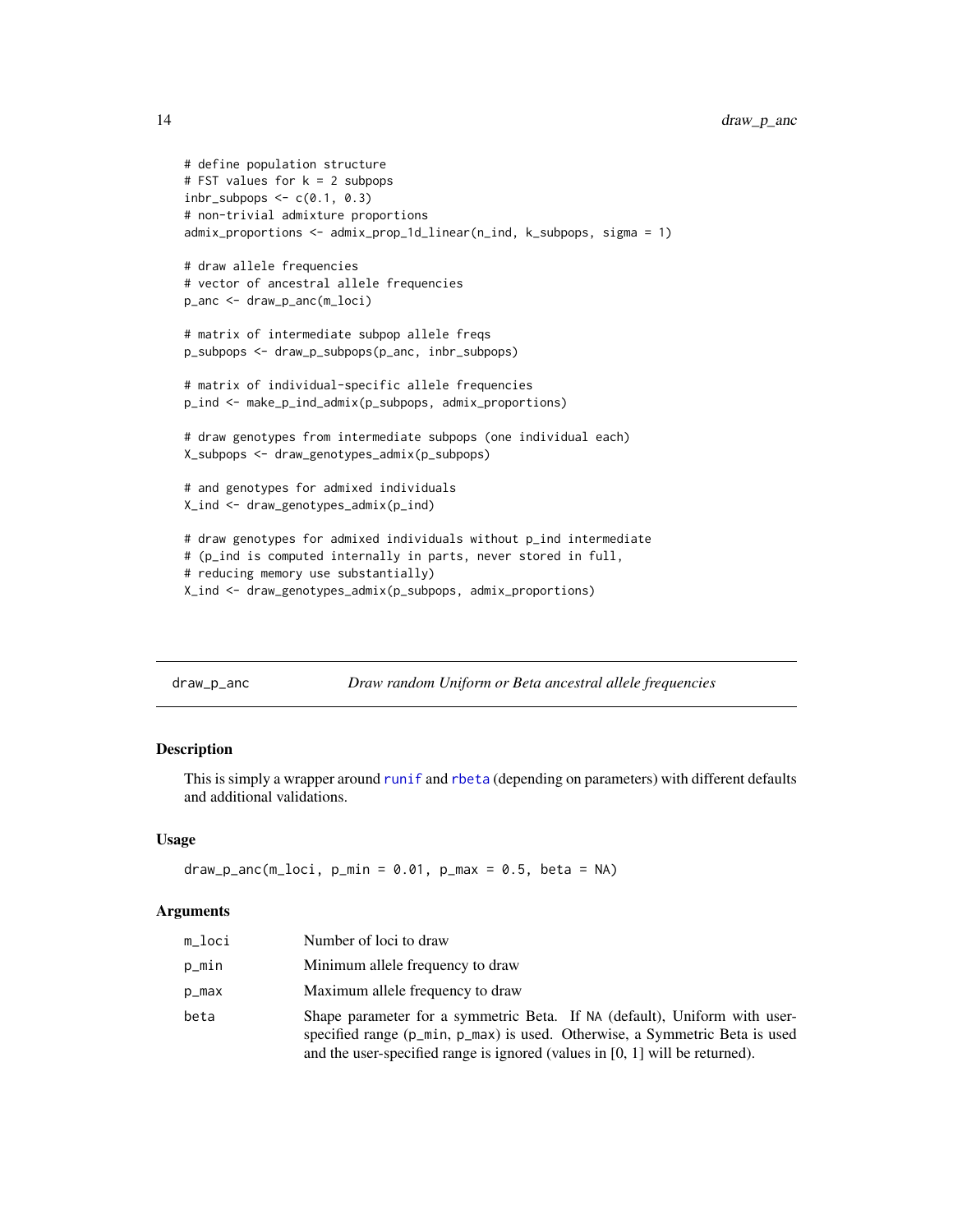```r
# define population structure
# FST values for k = 2 subpops
inbr_subpops <- c(0.1, 0.3)
# non-trivial admixture proportions
admix_proportions <- admix_prop_1d_linear(n_ind, k_subpops, sigma = 1)

# draw allele frequencies
# vector of ancestral allele frequencies
p_anc <- draw_p_anc(m_loci)

# matrix of intermediate subpop allele freqs
p_subpops <- draw_p_subpops(p_anc, inbr_subpops)

# matrix of individual-specific allele frequencies
p_ind <- make_p_ind_admix(p_subpops, admix_proportions)

# draw genotypes from intermediate subpops (one individual each)
X_subpops <- draw_genotypes_admix(p_subpops)

# and genotypes for admixed individuals
X_ind <- draw_genotypes_admix(p_ind)

# draw genotypes for admixed individuals without p_ind intermediate
# (p_ind is computed internally in parts, never stored in full,
# reducing memory use substantially)
X_ind <- draw_genotypes_admix(p_subpops, admix_proportions)
```

## draw_p_anc — *Draw random Uniform or Beta ancestral allele frequencies*

### Description

This is simply a wrapper around runif and rbeta (depending on parameters) with different defaults and additional validations.

### Usage

```r
draw_p_anc(m_loci, p_min = 0.01, p_max = 0.5, beta = NA)
```

### Arguments

| | |
|---|---|
| m_loci | Number of loci to draw |
| p_min | Minimum allele frequency to draw |
| p_max | Maximum allele frequency to draw |
| beta | Shape parameter for a symmetric Beta. If NA (default), Uniform with user-specified range (p_min, p_max) is used. Otherwise, a Symmetric Beta is used and the user-specified range is ignored (values in [0, 1] will be returned). |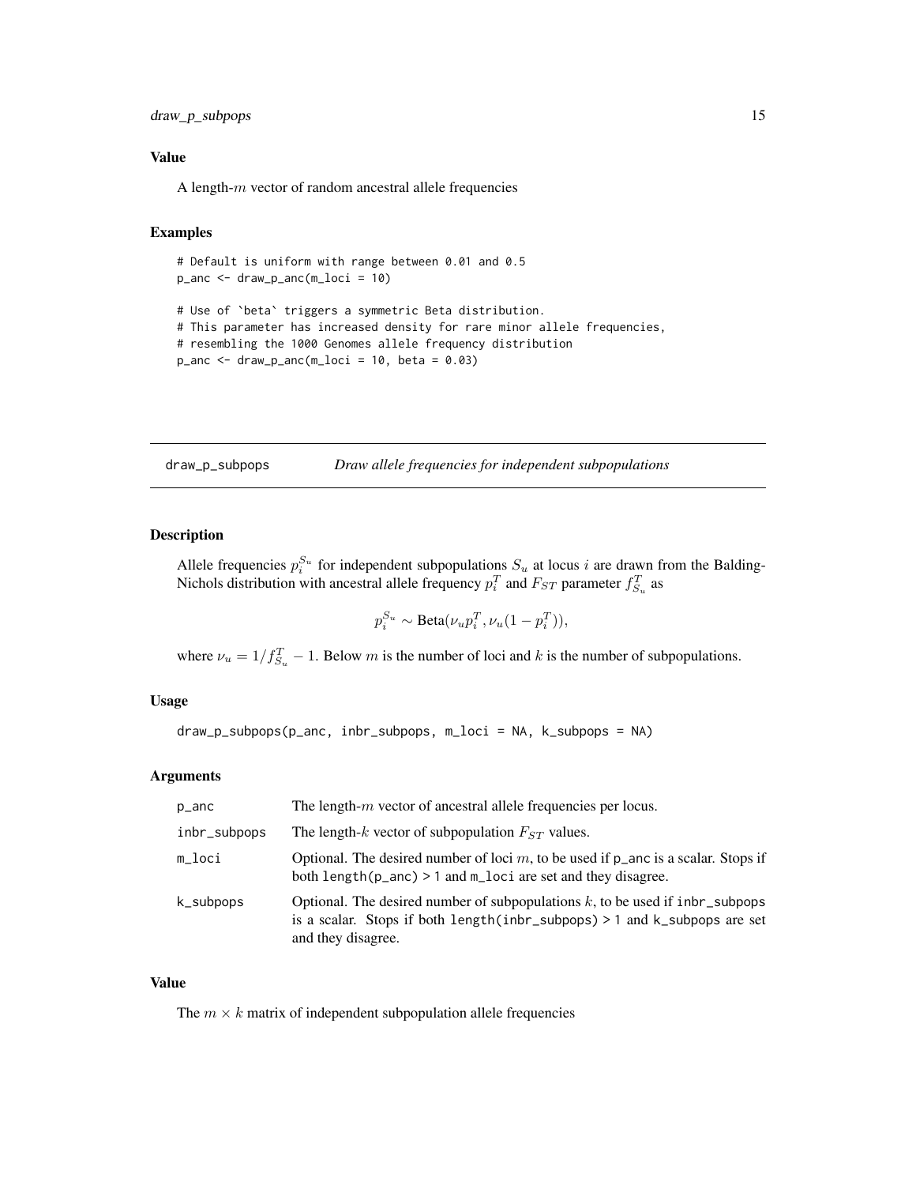### Value

A length-$m$ vector of random ancestral allele frequencies

### Examples

```
# Default is uniform with range between 0.01 and 0.5
p_anc <- draw_p_anc(m_loci = 10)

# Use of `beta` triggers a symmetric Beta distribution.
# This parameter has increased density for rare minor allele frequencies,
# resembling the 1000 Genomes allele frequency distribution
p_anc <- draw_p_anc(m_loci = 10, beta = 0.03)
```

---

## draw_p_subpops — *Draw allele frequencies for independent subpopulations*

---

### Description

Allele frequencies $p_i^{S_u}$ for independent subpopulations $S_u$ at locus $i$ are drawn from the Balding-Nichols distribution with ancestral allele frequency $p_i^T$ and $F_{ST}$ parameter $f_{S_u}^T$ as

$$p_i^{S_u} \sim \text{Beta}(\nu_u p_i^T, \nu_u(1 - p_i^T)),$$

where $\nu_u = 1/f_{S_u}^T - 1$. Below $m$ is the number of loci and $k$ is the number of subpopulations.

### Usage

```
draw_p_subpops(p_anc, inbr_subpops, m_loci = NA, k_subpops = NA)
```

### Arguments

| | |
|---|---|
| p_anc | The length-$m$ vector of ancestral allele frequencies per locus. |
| inbr_subpops | The length-$k$ vector of subpopulation $F_{ST}$ values. |
| m_loci | Optional. The desired number of loci $m$, to be used if p_anc is a scalar. Stops if both length(p_anc) > 1 and m_loci are set and they disagree. |
| k_subpops | Optional. The desired number of subpopulations $k$, to be used if inbr_subpops is a scalar. Stops if both length(inbr_subpops) > 1 and k_subpops are set and they disagree. |

### Value

The $m \times k$ matrix of independent subpopulation allele frequencies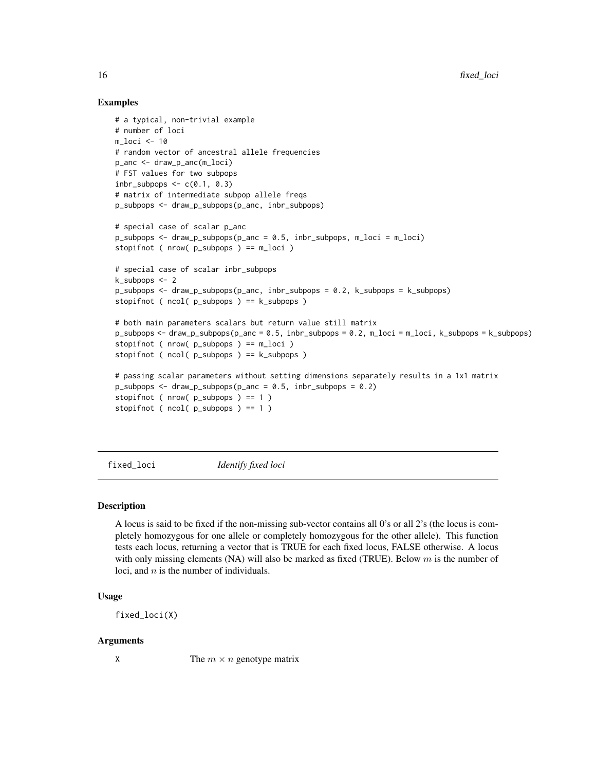### Examples

```
# a typical, non-trivial example
# number of loci
m_loci <- 10
# random vector of ancestral allele frequencies
p_anc <- draw_p_anc(m_loci)
# FST values for two subpops
inbr_subpops <- c(0.1, 0.3)
# matrix of intermediate subpop allele freqs
p_subpops <- draw_p_subpops(p_anc, inbr_subpops)

# special case of scalar p_anc
p_subpops <- draw_p_subpops(p_anc = 0.5, inbr_subpops, m_loci = m_loci)
stopifnot ( nrow( p_subpops ) == m_loci )

# special case of scalar inbr_subpops
k_subpops <- 2
p_subpops <- draw_p_subpops(p_anc, inbr_subpops = 0.2, k_subpops = k_subpops)
stopifnot ( ncol( p_subpops ) == k_subpops )

# both main parameters scalars but return value still matrix
p_subpops <- draw_p_subpops(p_anc = 0.5, inbr_subpops = 0.2, m_loci = m_loci, k_subpops = k_subpops)
stopifnot ( nrow( p_subpops ) == m_loci )
stopifnot ( ncol( p_subpops ) == k_subpops )

# passing scalar parameters without setting dimensions separately results in a 1x1 matrix
p_subpops <- draw_p_subpops(p_anc = 0.5, inbr_subpops = 0.2)
stopifnot ( nrow( p_subpops ) == 1 )
stopifnot ( ncol( p_subpops ) == 1 )
```

---

## fixed_loci *Identify fixed loci*

---

### Description

A locus is said to be fixed if the non-missing sub-vector contains all 0's or all 2's (the locus is completely homozygous for one allele or completely homozygous for the other allele). This function tests each locus, returning a vector that is TRUE for each fixed locus, FALSE otherwise. A locus with only missing elements (NA) will also be marked as fixed (TRUE). Below $m$ is the number of loci, and $n$ is the number of individuals.

### Usage

```
fixed_loci(X)
```

### Arguments

| | |
|---|---|
| X | The $m \times n$ genotype matrix |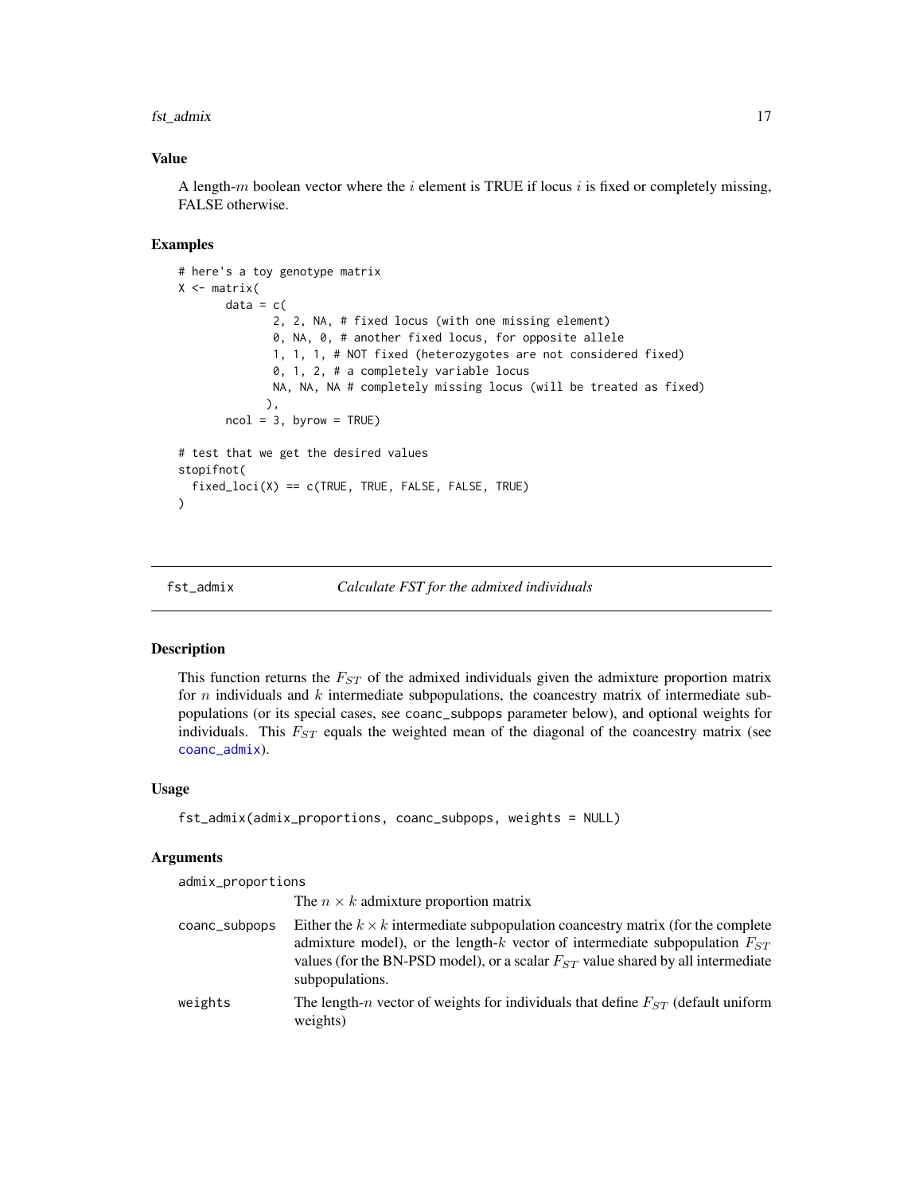### Value

A length-$m$ boolean vector where the $i$ element is TRUE if locus $i$ is fixed or completely missing, FALSE otherwise.

### Examples

```
# here's a toy genotype matrix
X <- matrix(
       data = c(
              2, 2, NA, # fixed locus (with one missing element)
              0, NA, 0, # another fixed locus, for opposite allele
              1, 1, 1, # NOT fixed (heterozygotes are not considered fixed)
              0, 1, 2, # a completely variable locus
              NA, NA, NA # completely missing locus (will be treated as fixed)
             ),
       ncol = 3, byrow = TRUE)

# test that we get the desired values
stopifnot(
  fixed_loci(X) == c(TRUE, TRUE, FALSE, FALSE, TRUE)
)
```

---

## fst_admix — *Calculate FST for the admixed individuals*

### Description

This function returns the $F_{ST}$ of the admixed individuals given the admixture proportion matrix for $n$ individuals and $k$ intermediate subpopulations, the coancestry matrix of intermediate subpopulations (or its special cases, see `coanc_subpops` parameter below), and optional weights for individuals. This $F_{ST}$ equals the weighted mean of the diagonal of the coancestry matrix (see `coanc_admix`).

### Usage

```
fst_admix(admix_proportions, coanc_subpops, weights = NULL)
```

### Arguments

`admix_proportions`
: The $n \times k$ admixture proportion matrix

`coanc_subpops`
: Either the $k \times k$ intermediate subpopulation coancestry matrix (for the complete admixture model), or the length-$k$ vector of intermediate subpopulation $F_{ST}$ values (for the BN-PSD model), or a scalar $F_{ST}$ value shared by all intermediate subpopulations.

`weights`
: The length-$n$ vector of weights for individuals that define $F_{ST}$ (default uniform weights)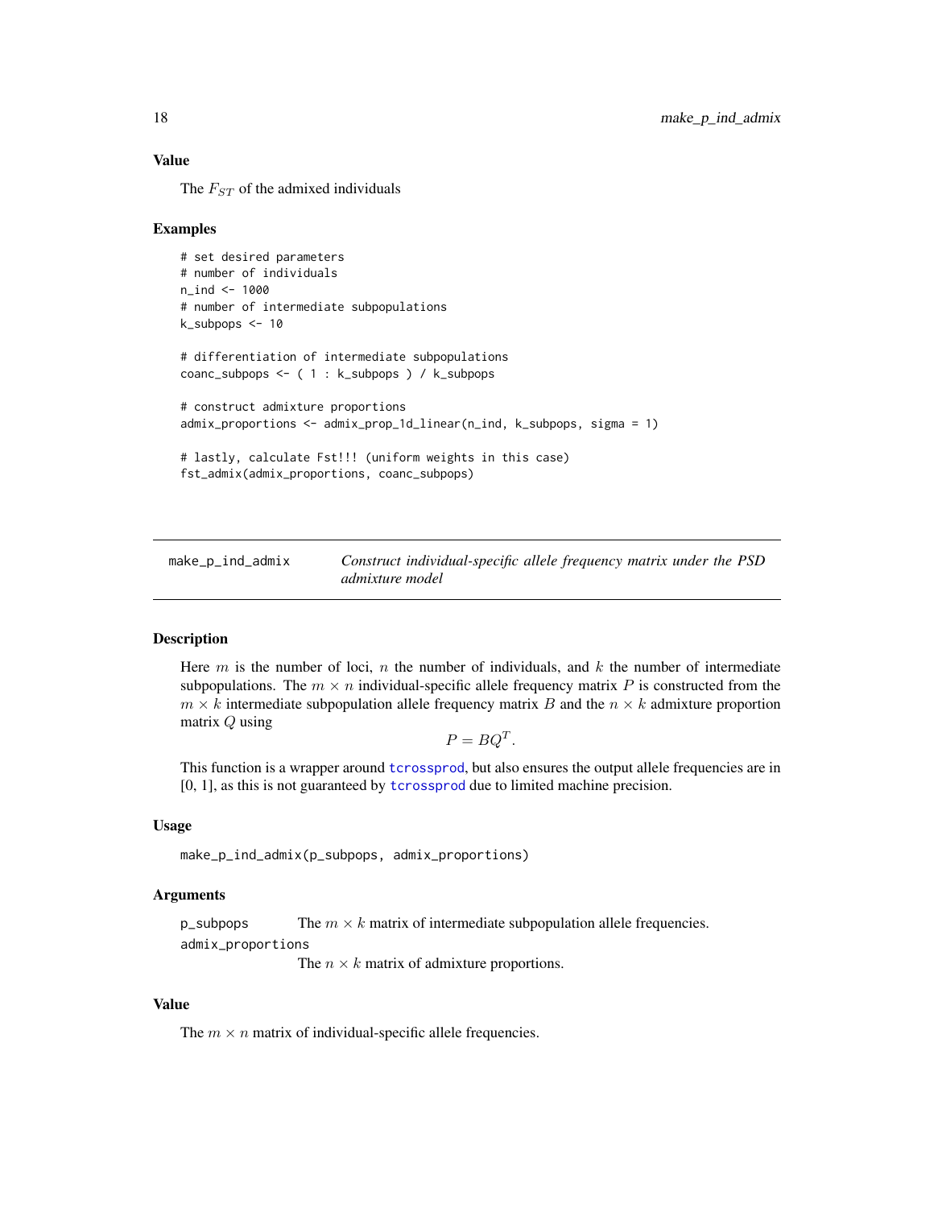### Value

The $F_{ST}$ of the admixed individuals

### Examples

```
# set desired parameters
# number of individuals
n_ind <- 1000
# number of intermediate subpopulations
k_subpops <- 10

# differentiation of intermediate subpopulations
coanc_subpops <- ( 1 : k_subpops ) / k_subpops

# construct admixture proportions
admix_proportions <- admix_prop_1d_linear(n_ind, k_subpops, sigma = 1)

# lastly, calculate Fst!!! (uniform weights in this case)
fst_admix(admix_proportions, coanc_subpops)
```

---

## make_p_ind_admix — *Construct individual-specific allele frequency matrix under the PSD admixture model*

### Description

Here $m$ is the number of loci, $n$ the number of individuals, and $k$ the number of intermediate subpopulations. The $m \times n$ individual-specific allele frequency matrix $P$ is constructed from the $m \times k$ intermediate subpopulation allele frequency matrix $B$ and the $n \times k$ admixture proportion matrix $Q$ using

$$P = BQ^T.$$

This function is a wrapper around tcrossprod, but also ensures the output allele frequencies are in [0, 1], as this is not guaranteed by tcrossprod due to limited machine precision.

### Usage

```
make_p_ind_admix(p_subpops, admix_proportions)
```

### Arguments

- `p_subpops` — The $m \times k$ matrix of intermediate subpopulation allele frequencies.
- `admix_proportions` — The $n \times k$ matrix of admixture proportions.

### Value

The $m \times n$ matrix of individual-specific allele frequencies.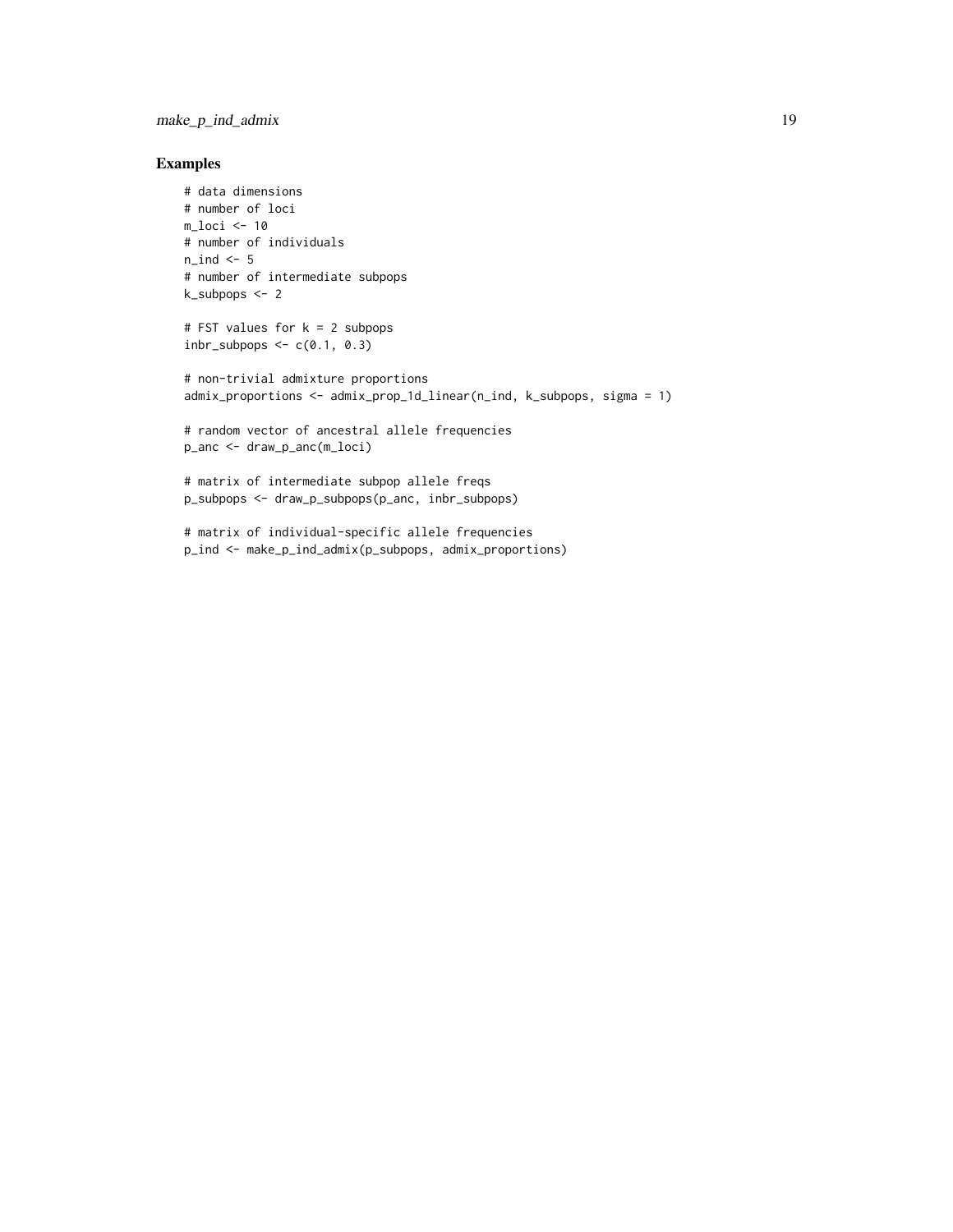## Examples

```
# data dimensions
# number of loci
m_loci <- 10
# number of individuals
n_ind <- 5
# number of intermediate subpops
k_subpops <- 2

# FST values for k = 2 subpops
inbr_subpops <- c(0.1, 0.3)

# non-trivial admixture proportions
admix_proportions <- admix_prop_1d_linear(n_ind, k_subpops, sigma = 1)

# random vector of ancestral allele frequencies
p_anc <- draw_p_anc(m_loci)

# matrix of intermediate subpop allele freqs
p_subpops <- draw_p_subpops(p_anc, inbr_subpops)

# matrix of individual-specific allele frequencies
p_ind <- make_p_ind_admix(p_subpops, admix_proportions)
```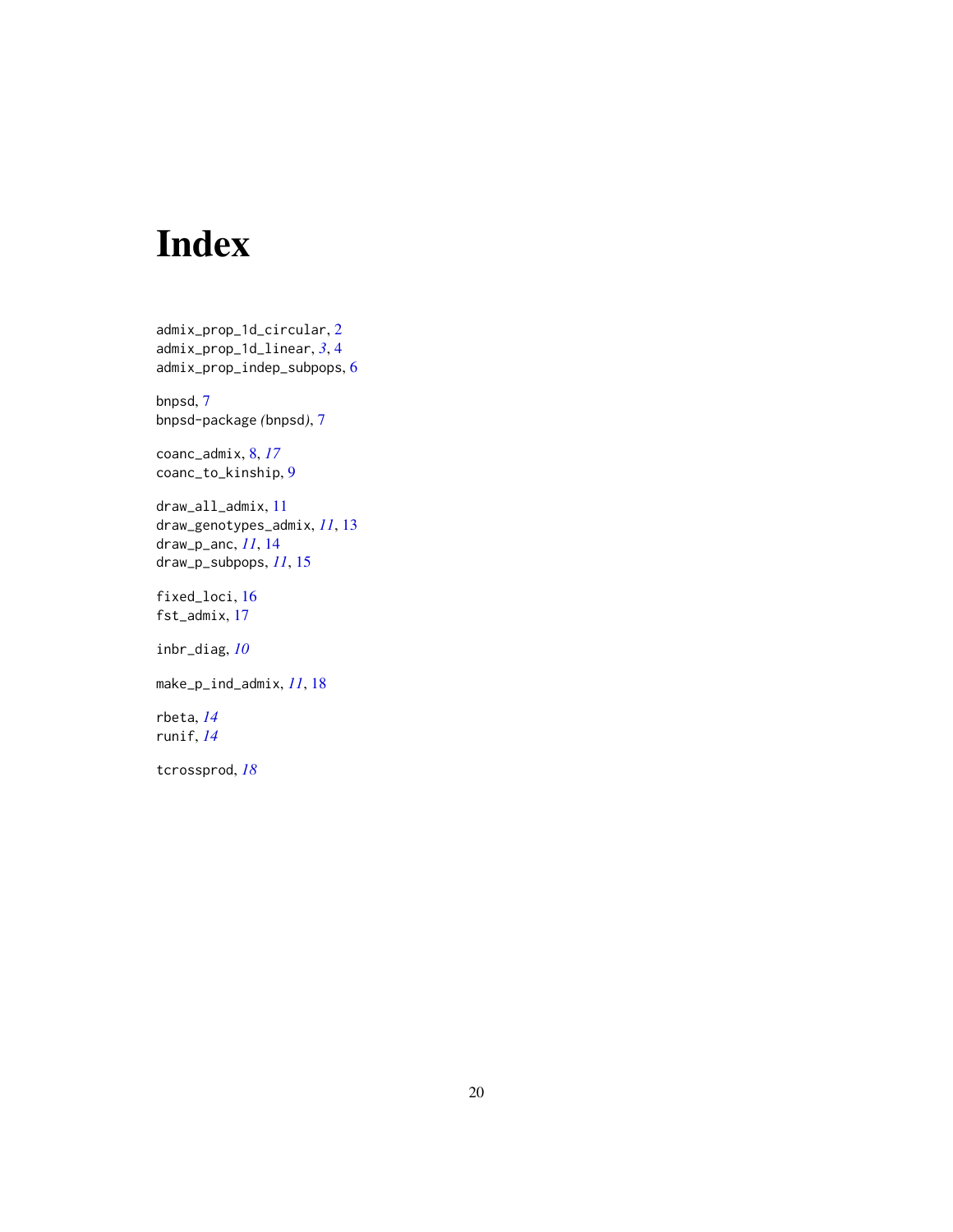# Index

admix_prop_1d_circular, 2
admix_prop_1d_linear, *3*, 4
admix_prop_indep_subpops, 6

bnpsd, 7
bnpsd-package *(*bnpsd*)*, 7

coanc_admix, 8, *17*
coanc_to_kinship, 9

draw_all_admix, 11
draw_genotypes_admix, *11*, 13
draw_p_anc, *11*, 14
draw_p_subpops, *11*, 15

fixed_loci, 16
fst_admix, 17

inbr_diag, *10*

make_p_ind_admix, *11*, 18

rbeta, *14*
runif, *14*

tcrossprod, *18*